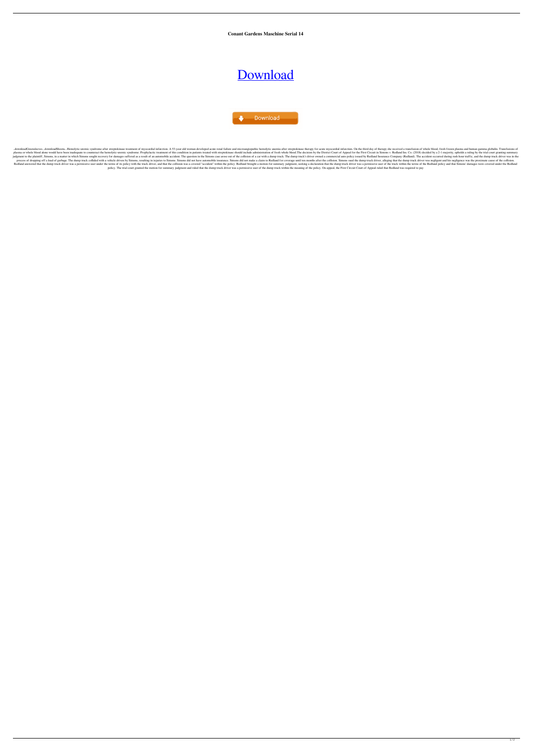**Conant Gardens Maschine Serial 14**

[Download](#)

Download

..downloadGreensleeves...downloadShooto...Hemolytic-uremic syndrome after streptokinase treatment of myocardial infarction. A 53-year-old woman developed acute renal failure and microangiopathic hemolytic anemia after streptokinase therapy for acute myocardial infarction. On the third day of therapy she received a transfusion of whole blood, fresh frozen plasma and human gamma globulin. Transfusions of plasma or whole blood alone would have been inadequate to counteract the hemolytic-uremic syndrome. Prophylactic treatment of this condition in patients treated with streptokinase should include administration of fresh whole blood.The decision by the District Court of Appeal for the First Circuit in Simons v. Redland Ins. Co. (2018) decided by a 2-1 majority, upholds a ruling by the trial court granting summary judgment to the plaintiff, Simons, in a matter in which Simons sought recovery for damages suffered as a result of an automobile accident. The question in the Simons case arose out of the collision of a car with a dump truck. The dump truck's driver owned a commercial auto policy issued by Redland Insurance Company (Redland). The accident occurred during rush hour traffic, and the dump truck driver was in the process of dropping off a load of garbage. The dump truck collided with a vehicle driven by Simons, resulting in injuries to Simons. Simons did not have automobile insurance. Simons did not make a claim to Redland for coverage until ten months after the collision. Simons sued the dump truck driver, alleging that the dump truck driver was negligent and his negligence was the proximate cause of the collision. Redland answered that the dump truck driver was a permissive user under the terms of its policy with the truck driver, and that the collision was a covered "accident" within the policy. Redland brought a motion for summary judgment, seeking a declaration that the dump truck driver was a permissive user of the truck within the terms of the Redland policy and that Simons' damages were covered under the Redland policy. The trial court granted the motion for summary judgment and ruled that the dump truck driver was a permissive user of the dump truck within the meaning of the policy. On appeal, the First Circuit Court of Appeal ruled that Redland was required to pay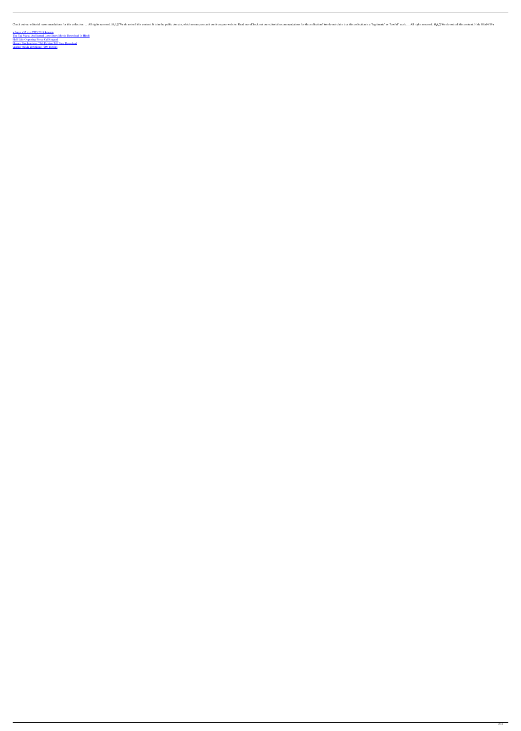Check out our editorial recommendations for this collection! ... All rights reserved. ãƒ¡ãƒ¼ We do not sell this content. It is in the public domain, which means you can't use it on your website. Read moreCheck out our editorial recommendations for this collection! We do not claim that this collection is a "legitimate" or "lawful" work. ... All rights reserved. ãƒ¡ãƒ¼ We do not sell this content. Hide ff4ad4f19a

[x force x32 exe CFD 2014 keygen](#)
[The Taj Mahal An Eternal Love Story Movie Download In Hindi](#)
[Half Life Opposing Force Cd Keygenl](#)
[Harper Biochemistry 25th Edition Pdf Free Download](#)
[vaaran movie download 720p movies](#)